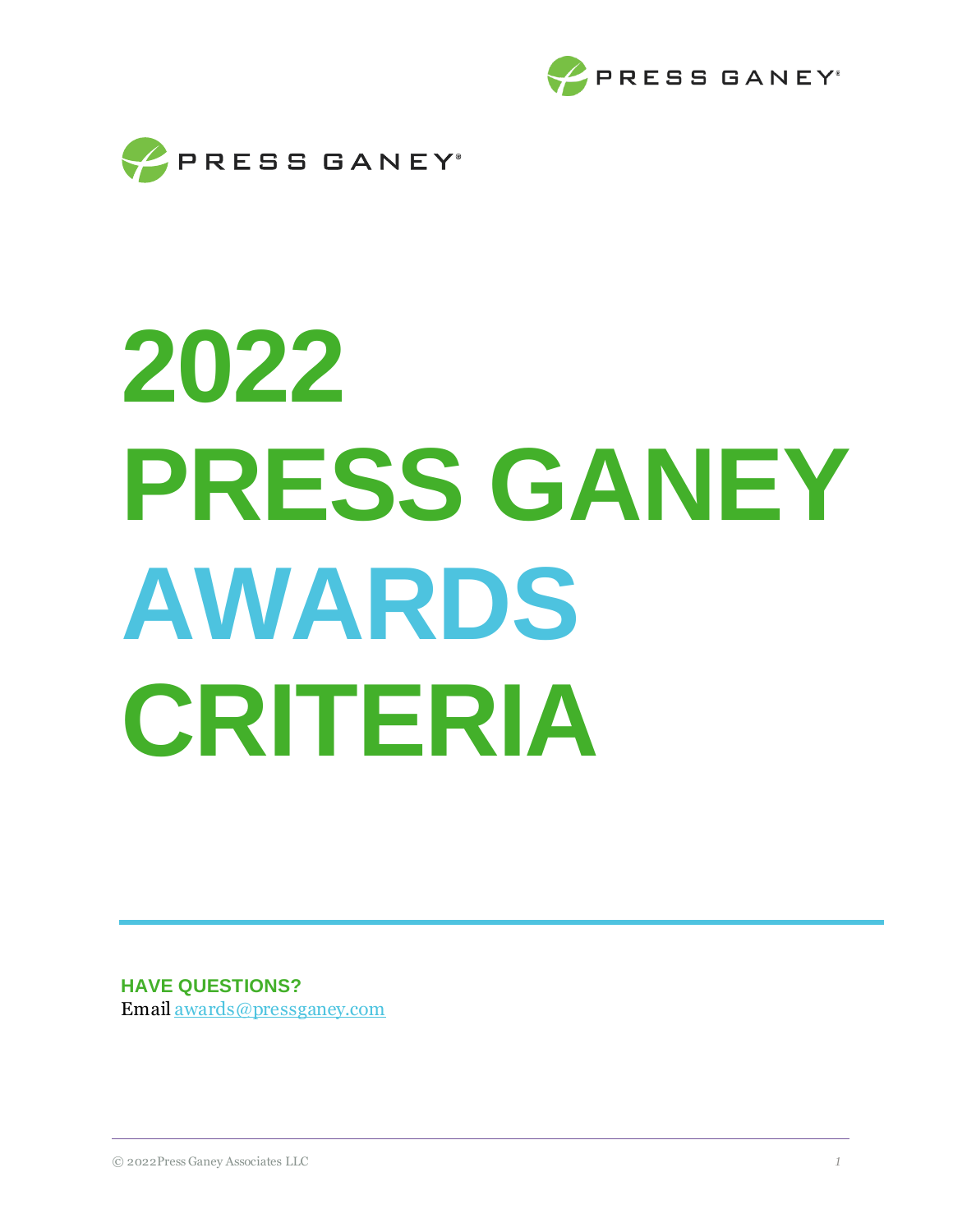# 2022 PRESS GANEY AWARDS CRITERIA

**HAVE QUESTIONS?**
Email awards@pressganey.com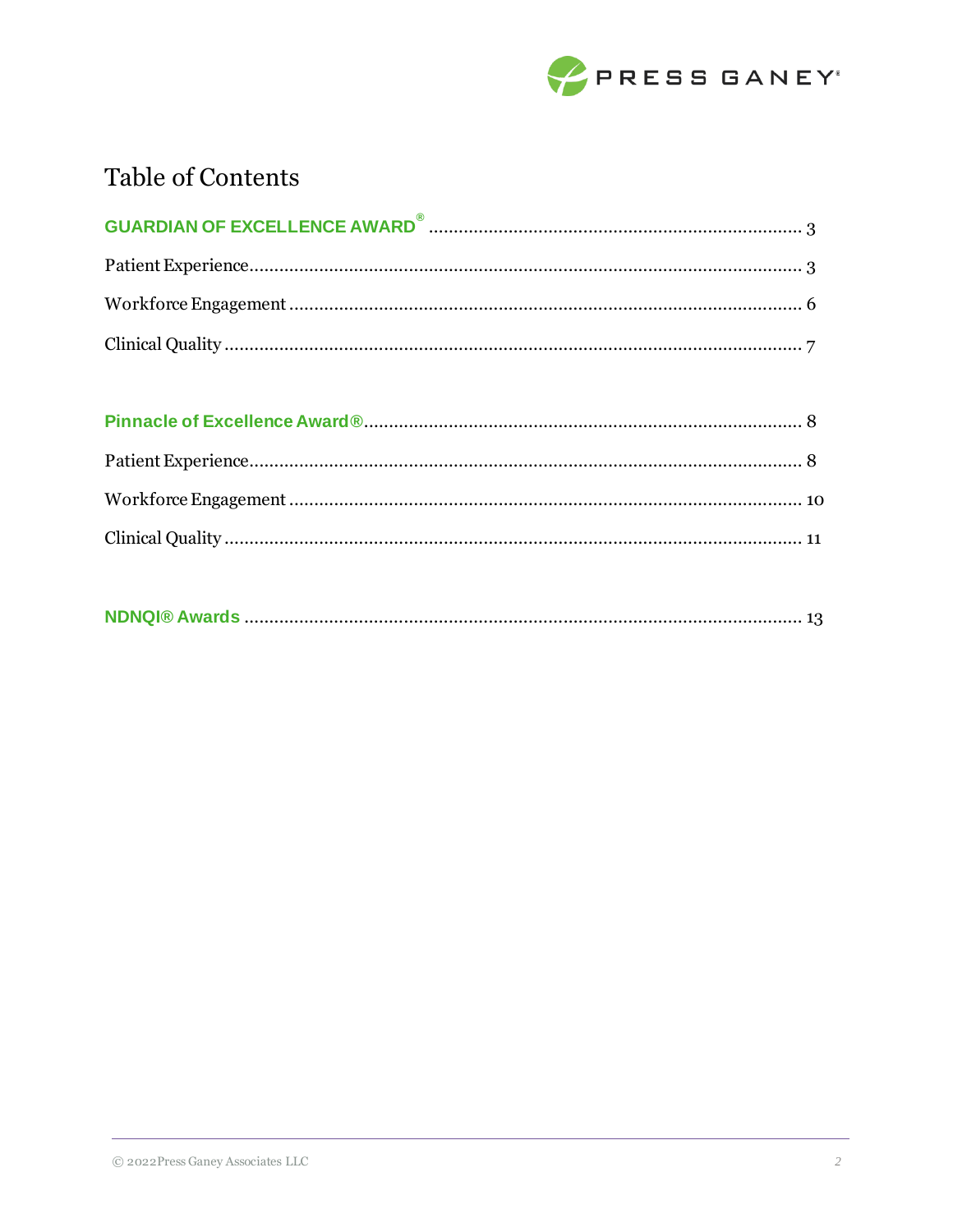# Table of Contents

**GUARDIAN OF EXCELLENCE AWARD®** ........................................ 3

Patient Experience........................................................................ 3

Workforce Engagement ................................................................ 6

Clinical Quality ............................................................................ 7

**Pinnacle of Excellence Award®**.................................................. 8

Patient Experience........................................................................ 8

Workforce Engagement ................................................................ 10

Clinical Quality ............................................................................ 11

**NDNQI® Awards** ......................................................................... 13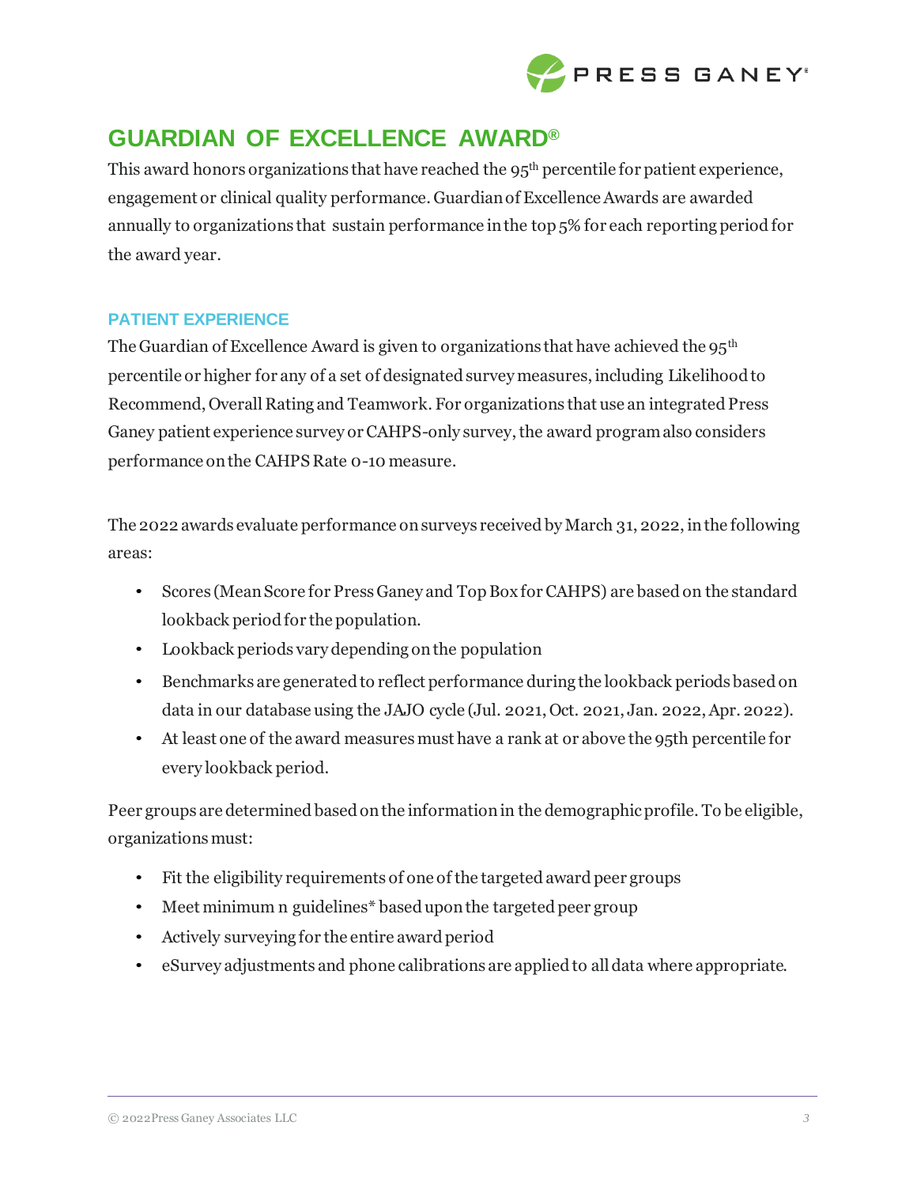# GUARDIAN OF EXCELLENCE AWARD®

This award honors organizations that have reached the 95th percentile for patient experience, engagement or clinical quality performance. Guardian of Excellence Awards are awarded annually to organizations that sustain performance in the top 5% for each reporting period for the award year.

## PATIENT EXPERIENCE

The Guardian of Excellence Award is given to organizations that have achieved the 95th percentile or higher for any of a set of designated survey measures, including Likelihood to Recommend, Overall Rating and Teamwork. For organizations that use an integrated Press Ganey patient experience survey or CAHPS-only survey, the award program also considers performance on the CAHPS Rate 0-10 measure.

The 2022 awards evaluate performance on surveys received by March 31, 2022, in the following areas:

- Scores (Mean Score for Press Ganey and Top Box for CAHPS) are based on the standard lookback period for the population.
- Lookback periods vary depending on the population
- Benchmarks are generated to reflect performance during the lookback periods based on data in our database using the JAJO cycle (Jul. 2021, Oct. 2021, Jan. 2022, Apr. 2022).
- At least one of the award measures must have a rank at or above the 95th percentile for every lookback period.

Peer groups are determined based on the information in the demographic profile. To be eligible, organizations must:

- Fit the eligibility requirements of one of the targeted award peer groups
- Meet minimum n guidelines* based upon the targeted peer group
- Actively surveying for the entire award period
- eSurvey adjustments and phone calibrations are applied to all data where appropriate.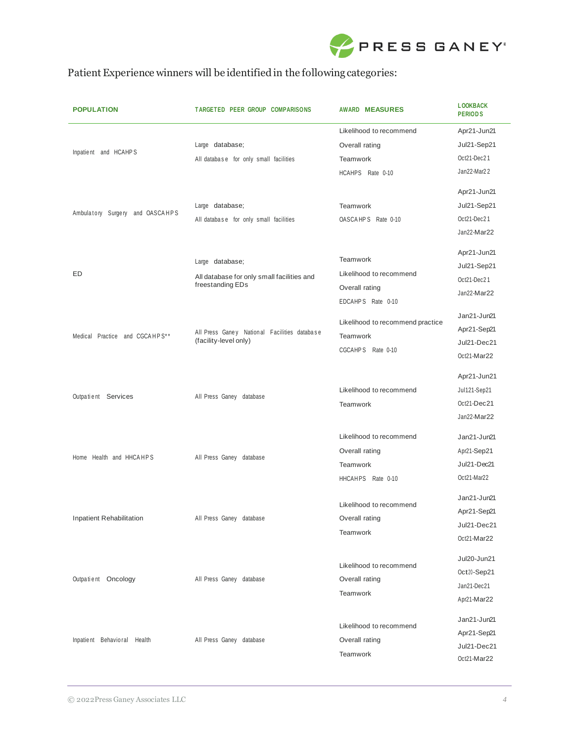Patient Experience winners will be identified in the following categories:

| POPULATION | TARGETED PEER GROUP COMPARISONS | AWARD MEASURES | LOOKBACK PERIODS |
|---|---|---|---|
| Inpatient and HCAHPS | Large database;<br>All database for only small facilities | Likelihood to recommend<br>Overall rating<br>Teamwork<br>HCAHPS Rate 0-10 | Apr21-Jun21<br>Jul21-Sep21<br>Oct21-Dec21<br>Jan22-Mar22 |
| Ambulatory Surgery and OASCAHPS | Large database;<br>All database for only small facilities | Teamwork<br>OASCAHPS Rate 0-10 | Apr21-Jun21<br>Jul21-Sep21<br>Oct21-Dec21<br>Jan22-Mar22 |
| ED | Large database;<br>All database for only small facilities and freestanding EDs | Teamwork<br>Likelihood to recommend<br>Overall rating<br>EDCAHPS Rate 0-10 | Apr21-Jun21<br>Jul21-Sep21<br>Oct21-Dec21<br>Jan22-Mar22 |
| Medical Practice and CGCAHPS** | All Press Ganey National Facilities database (facility-level only) | Likelihood to recommend practice<br>Teamwork<br>CGCAHPS Rate 0-10 | Jan21-Jun21<br>Apr21-Sep21<br>Jul21-Dec21<br>Oct21-Mar22 |
| Outpatient Services | All Press Ganey database | Likelihood to recommend<br>Teamwork | Apr21-Jun21<br>Jul121-Sep21<br>Oct21-Dec21<br>Jan22-Mar22 |
| Home Health and HHCAHPS | All Press Ganey database | Likelihood to recommend<br>Overall rating<br>Teamwork<br>HHCAHPS Rate 0-10 | Jan21-Jun21<br>Apr21-Sep21<br>Jul21-Dec21<br>Oct21-Mar22 |
| Inpatient Rehabilitation | All Press Ganey database | Likelihood to recommend<br>Overall rating<br>Teamwork | Jan21-Jun21<br>Apr21-Sep21<br>Jul21-Dec21<br>Oct21-Mar22 |
| Outpatient Oncology | All Press Ganey database | Likelihood to recommend<br>Overall rating<br>Teamwork | Jul20-Jun21<br>Oct20-Sep21<br>Jan21-Dec21<br>Apr21-Mar22 |
| Inpatient Behavioral Health | All Press Ganey database | Likelihood to recommend<br>Overall rating<br>Teamwork | Jan21-Jun21<br>Apr21-Sep21<br>Jul21-Dec21<br>Oct21-Mar22 |

© 2022 Press Ganey Associates LLC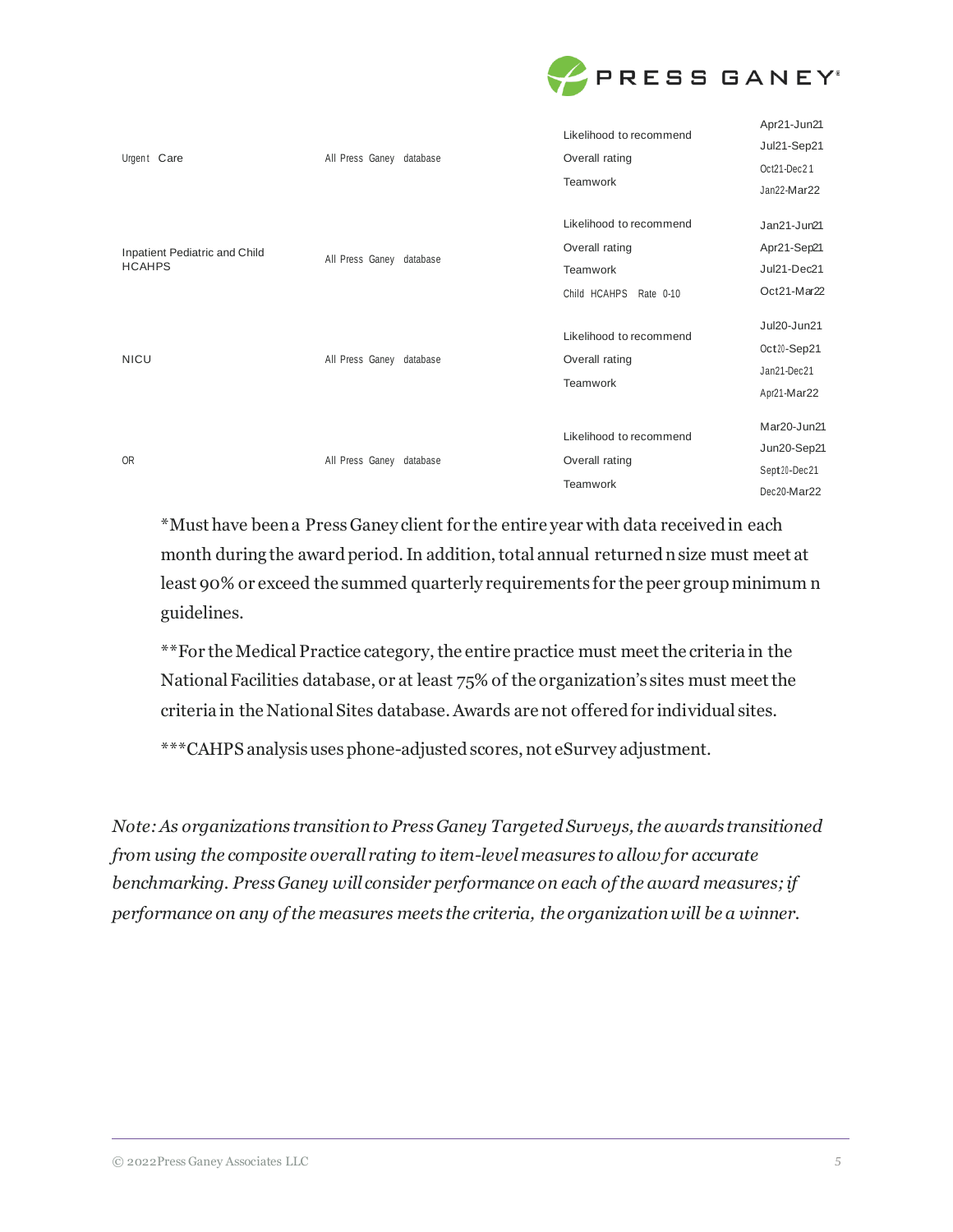| | | | |
|---|---|---|---|
| Urgent Care | All Press Ganey database | Likelihood to recommend<br>Overall rating<br>Teamwork | Apr21-Jun21<br>Jul21-Sep21<br>Oct21-Dec21<br>Jan22-Mar22 |
| Inpatient Pediatric and Child HCAHPS | All Press Ganey database | Likelihood to recommend<br>Overall rating<br>Teamwork<br>Child HCAHPS Rate 0-10 | Jan21-Jun21<br>Apr21-Sep21<br>Jul21-Dec21<br>Oct21-Mar22 |
| NICU | All Press Ganey database | Likelihood to recommend<br>Overall rating<br>Teamwork | Jul20-Jun21<br>Oct20-Sep21<br>Jan21-Dec21<br>Apr21-Mar22 |
| OR | All Press Ganey database | Likelihood to recommend<br>Overall rating<br>Teamwork | Mar20-Jun21<br>Jun20-Sep21<br>Sept20-Dec21<br>Dec20-Mar22 |

*Must have been a Press Ganey client for the entire year with data received in each month during the award period. In addition, total annual returned n size must meet at least 90% or exceed the summed quarterly requirements for the peer group minimum n guidelines.

**For the Medical Practice category, the entire practice must meet the criteria in the National Facilities database, or at least 75% of the organization's sites must meet the criteria in the National Sites database. Awards are not offered for individual sites.

***CAHPS analysis uses phone-adjusted scores, not eSurvey adjustment.

*Note: As organizations transition to Press Ganey Targeted Surveys, the awards transitioned from using the composite overall rating to item-level measures to allow for accurate benchmarking. Press Ganey will consider performance on each of the award measures; if performance on any of the measures meets the criteria, the organization will be a winner.*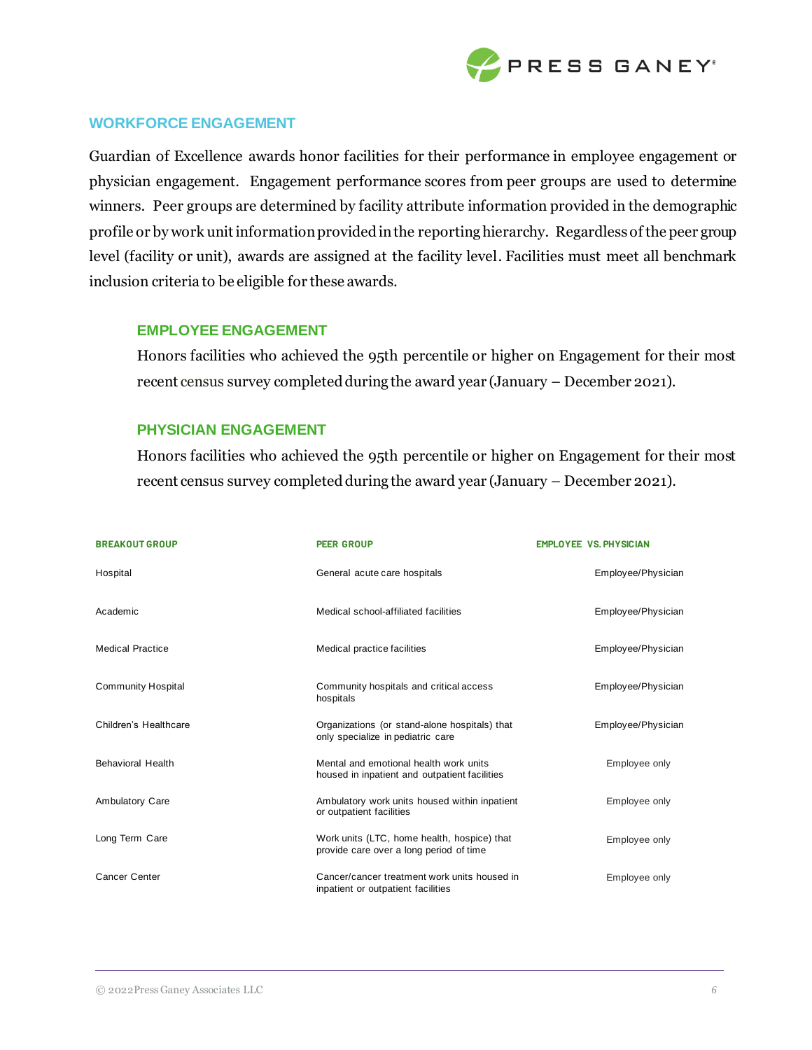## WORKFORCE ENGAGEMENT

Guardian of Excellence awards honor facilities for their performance in employee engagement or physician engagement. Engagement performance scores from peer groups are used to determine winners. Peer groups are determined by facility attribute information provided in the demographic profile or by work unit information provided in the reporting hierarchy. Regardless of the peer group level (facility or unit), awards are assigned at the facility level. Facilities must meet all benchmark inclusion criteria to be eligible for these awards.

### EMPLOYEE ENGAGEMENT

Honors facilities who achieved the 95th percentile or higher on Engagement for their most recent census survey completed during the award year (January – December 2021).

### PHYSICIAN ENGAGEMENT

Honors facilities who achieved the 95th percentile or higher on Engagement for their most recent census survey completed during the award year (January – December 2021).

| BREAKOUT GROUP | PEER GROUP | EMPLOYEE VS. PHYSICIAN |
|---|---|---|
| Hospital | General acute care hospitals | Employee/Physician |
| Academic | Medical school-affiliated facilities | Employee/Physician |
| Medical Practice | Medical practice facilities | Employee/Physician |
| Community Hospital | Community hospitals and critical access hospitals | Employee/Physician |
| Children's Healthcare | Organizations (or stand-alone hospitals) that only specialize in pediatric care | Employee/Physician |
| Behavioral Health | Mental and emotional health work units housed in inpatient and outpatient facilities | Employee only |
| Ambulatory Care | Ambulatory work units housed within inpatient or outpatient facilities | Employee only |
| Long Term Care | Work units (LTC, home health, hospice) that provide care over a long period of time | Employee only |
| Cancer Center | Cancer/cancer treatment work units housed in inpatient or outpatient facilities | Employee only |

© 2022 Press Ganey Associates LLC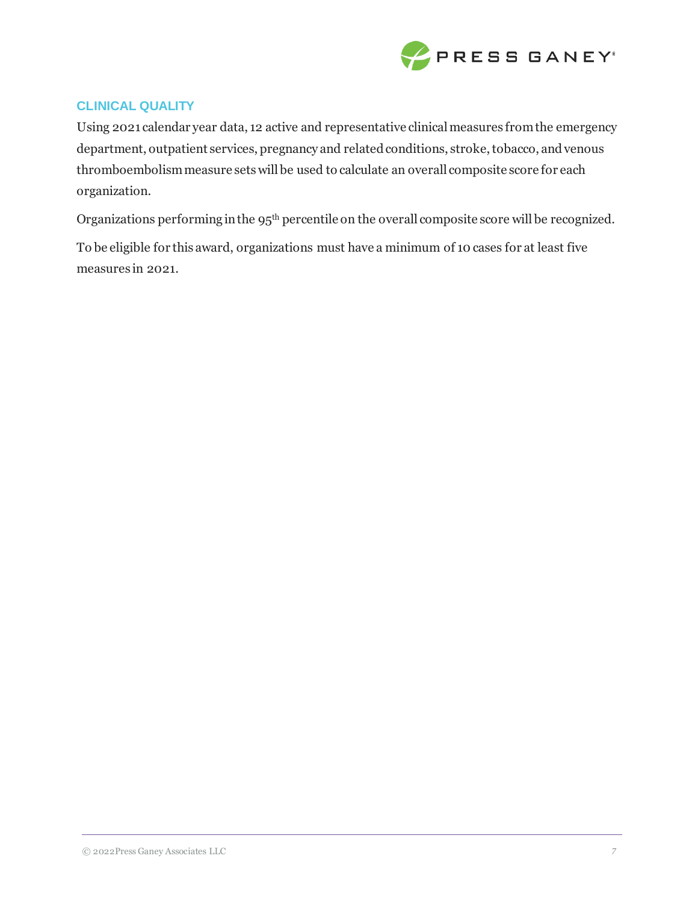## CLINICAL QUALITY

Using 2021 calendar year data, 12 active and representative clinical measures from the emergency department, outpatient services, pregnancy and related conditions, stroke, tobacco, and venous thromboembolism measure sets will be used to calculate an overall composite score for each organization.

Organizations performing in the 95th percentile on the overall composite score will be recognized.

To be eligible for this award, organizations must have a minimum of 10 cases for at least five measures in 2021.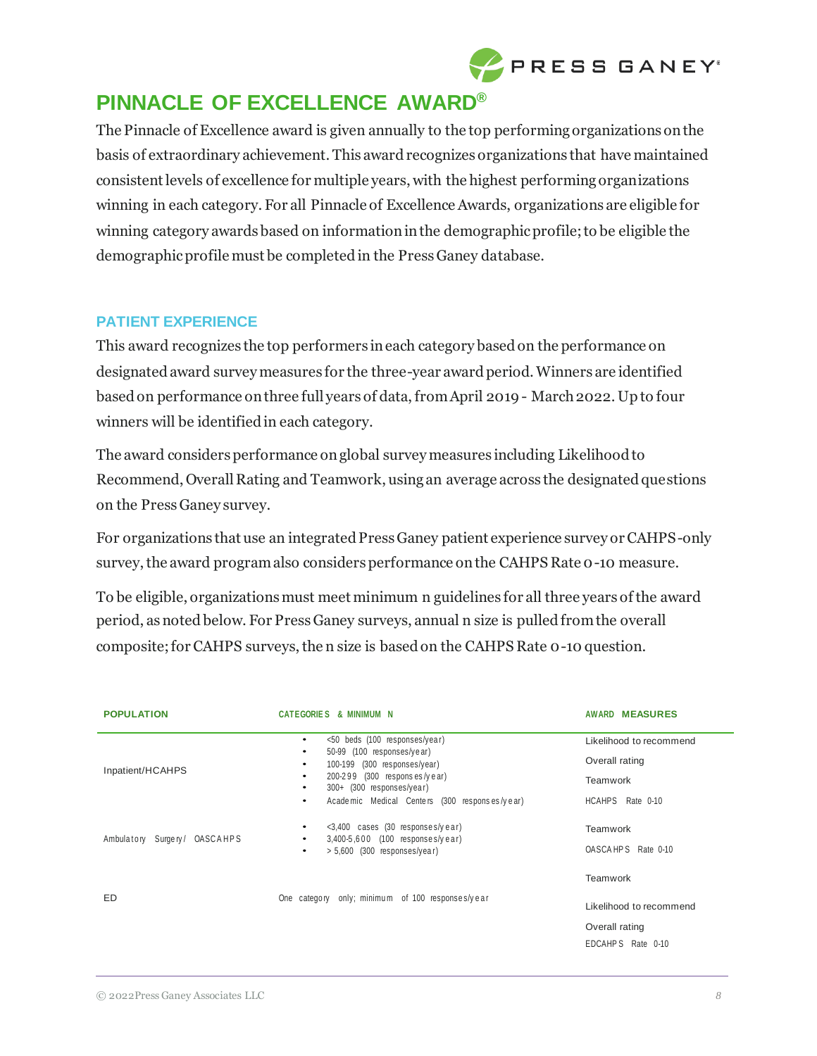# PINNACLE OF EXCELLENCE AWARD®

The Pinnacle of Excellence award is given annually to the top performing organizations on the basis of extraordinary achievement. This award recognizes organizations that have maintained consistent levels of excellence for multiple years, with the highest performing organizations winning in each category. For all Pinnacle of Excellence Awards, organizations are eligible for winning category awards based on information in the demographic profile; to be eligible the demographic profile must be completed in the Press Ganey database.

## PATIENT EXPERIENCE

This award recognizes the top performers in each category based on the performance on designated award survey measures for the three-year award period. Winners are identified based on performance on three full years of data, from April 2019 - March 2022. Up to four winners will be identified in each category.

The award considers performance on global survey measures including Likelihood to Recommend, Overall Rating and Teamwork, using an average across the designated questions on the Press Ganey survey.

For organizations that use an integrated Press Ganey patient experience survey or CAHPS-only survey, the award program also considers performance on the CAHPS Rate 0-10 measure.

To be eligible, organizations must meet minimum n guidelines for all three years of the award period, as noted below. For Press Ganey surveys, annual n size is pulled from the overall composite; for CAHPS surveys, the n size is based on the CAHPS Rate 0-10 question.

| POPULATION | CATEGORIES & MINIMUM N | AWARD MEASURES |
|---|---|---|
| Inpatient/HCAHPS | • <50 beds (100 responses/year)<br>• 50-99 (100 responses/year)<br>• 100-199 (300 responses/year)<br>• 200-299 (300 responses/year)<br>• 300+ (300 responses/year)<br>• Academic Medical Centers (300 responses/year) | Likelihood to recommend<br>Overall rating<br>Teamwork<br>HCAHPS Rate 0-10 |
| Ambulatory Surgery/ OASCAHPS | • <3,400 cases (30 responses/year)<br>• 3,400-5,600 (100 responses/year)<br>• > 5,600 (300 responses/year) | Teamwork<br>OASCAHPS Rate 0-10 |
| ED | One category only; minimum of 100 responses/year | Teamwork<br>Likelihood to recommend<br>Overall rating<br>EDCAHPS Rate 0-10 |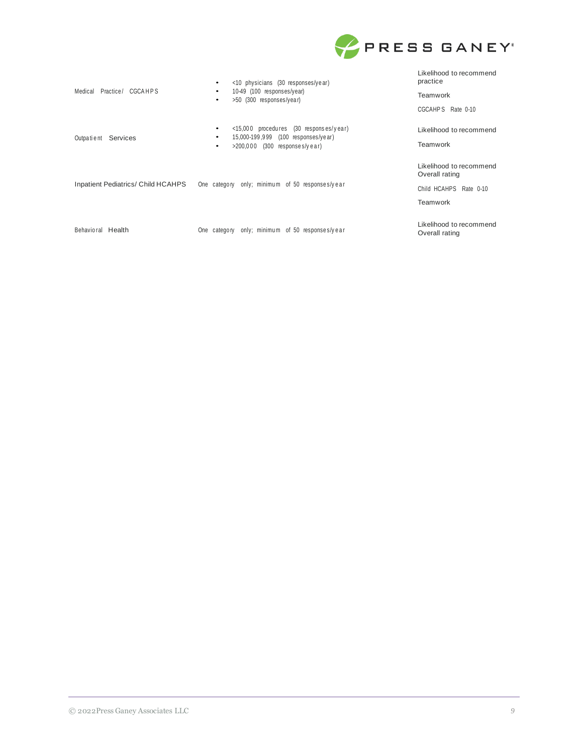| | | |
|---|---|---|
| Medical Practice/ CGCAHPS | • <10 physicians (30 responses/year)<br>• 10-49 (100 responses/year)<br>• >50 (300 responses/year) | Likelihood to recommend practice<br><br>Teamwork<br><br>CGCAHPS Rate 0-10 |
| Outpatient Services | • <15,000 procedures (30 responses/year)<br>• 15,000-199,999 (100 responses/year)<br>• >200,000 (300 responses/year) | Likelihood to recommend<br><br>Teamwork |
| Inpatient Pediatrics/ Child HCAHPS | One category only; minimum of 50 responses/year | Likelihood to recommend Overall rating<br><br>Child HCAHPS Rate 0-10<br><br>Teamwork |
| Behavioral Health | One category only; minimum of 50 responses/year | Likelihood to recommend Overall rating |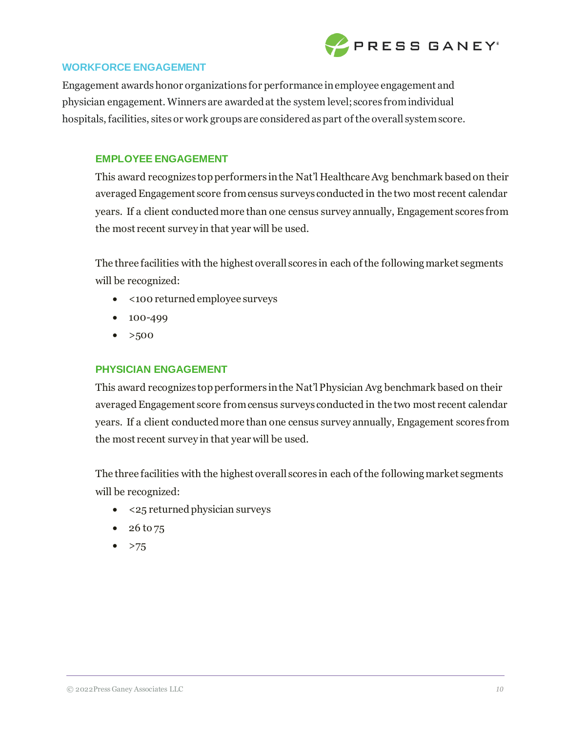## WORKFORCE ENGAGEMENT

Engagement awards honor organizations for performance in employee engagement and physician engagement. Winners are awarded at the system level; scores from individual hospitals, facilities, sites or work groups are considered as part of the overall system score.

### EMPLOYEE ENGAGEMENT

This award recognizes top performers in the Nat'l Healthcare Avg benchmark based on their averaged Engagement score from census surveys conducted in the two most recent calendar years. If a client conducted more than one census survey annually, Engagement scores from the most recent survey in that year will be used.

The three facilities with the highest overall scores in each of the following market segments will be recognized:

- <100 returned employee surveys
- 100-499
- >500

### PHYSICIAN ENGAGEMENT

This award recognizes top performers in the Nat'l Physician Avg benchmark based on their averaged Engagement score from census surveys conducted in the two most recent calendar years. If a client conducted more than one census survey annually, Engagement scores from the most recent survey in that year will be used.

The three facilities with the highest overall scores in each of the following market segments will be recognized:

- <25 returned physician surveys
- 26 to 75
- >75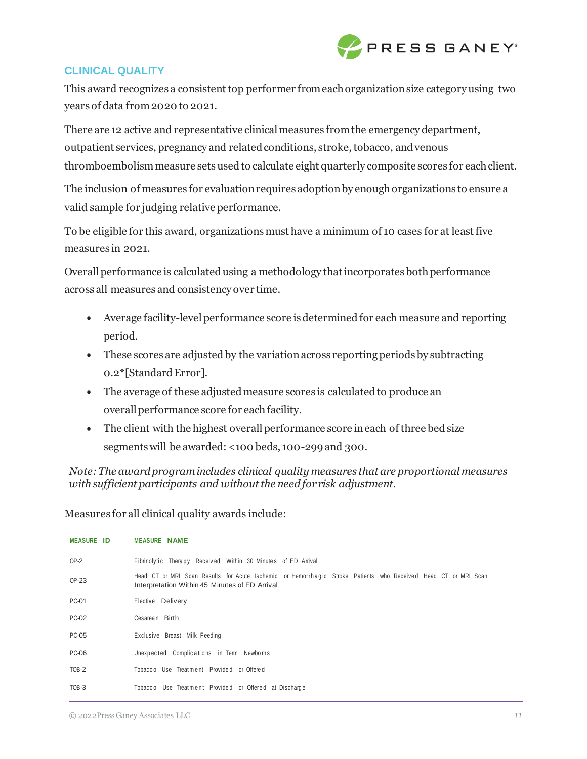## CLINICAL QUALITY

This award recognizes a consistent top performer from each organization size category using two years of data from 2020 to 2021.

There are 12 active and representative clinical measures from the emergency department, outpatient services, pregnancy and related conditions, stroke, tobacco, and venous thromboembolism measure sets used to calculate eight quarterly composite scores for each client.

The inclusion of measures for evaluation requires adoption by enough organizations to ensure a valid sample for judging relative performance.

To be eligible for this award, organizations must have a minimum of 10 cases for at least five measures in 2021.

Overall performance is calculated using a methodology that incorporates both performance across all measures and consistency over time.

- Average facility-level performance score is determined for each measure and reporting period.
- These scores are adjusted by the variation across reporting periods by subtracting 0.2*[Standard Error].
- The average of these adjusted measure scores is calculated to produce an overall performance score for each facility.
- The client with the highest overall performance score in each of three bed size segments will be awarded: <100 beds, 100-299 and 300.

*Note: The award program includes clinical quality measures that are proportional measures with sufficient participants and without the need for risk adjustment.*

Measures for all clinical quality awards include:

| MEASURE ID | MEASURE NAME |
|---|---|
| OP-2 | Fibrinolytic Therapy Received Within 30 Minutes of ED Arrival |
| OP-23 | Head CT or MRI Scan Results for Acute Ischemic or Hemorrhagic Stroke Patients who Received Head CT or MRI Scan Interpretation Within 45 Minutes of ED Arrival |
| PC-01 | Elective Delivery |
| PC-02 | Cesarean Birth |
| PC-05 | Exclusive Breast Milk Feeding |
| PC-06 | Unexpected Complications in Term Newborns |
| TOB-2 | Tobacco Use Treatment Provided or Offered |
| TOB-3 | Tobacco Use Treatment Provided or Offered at Discharge |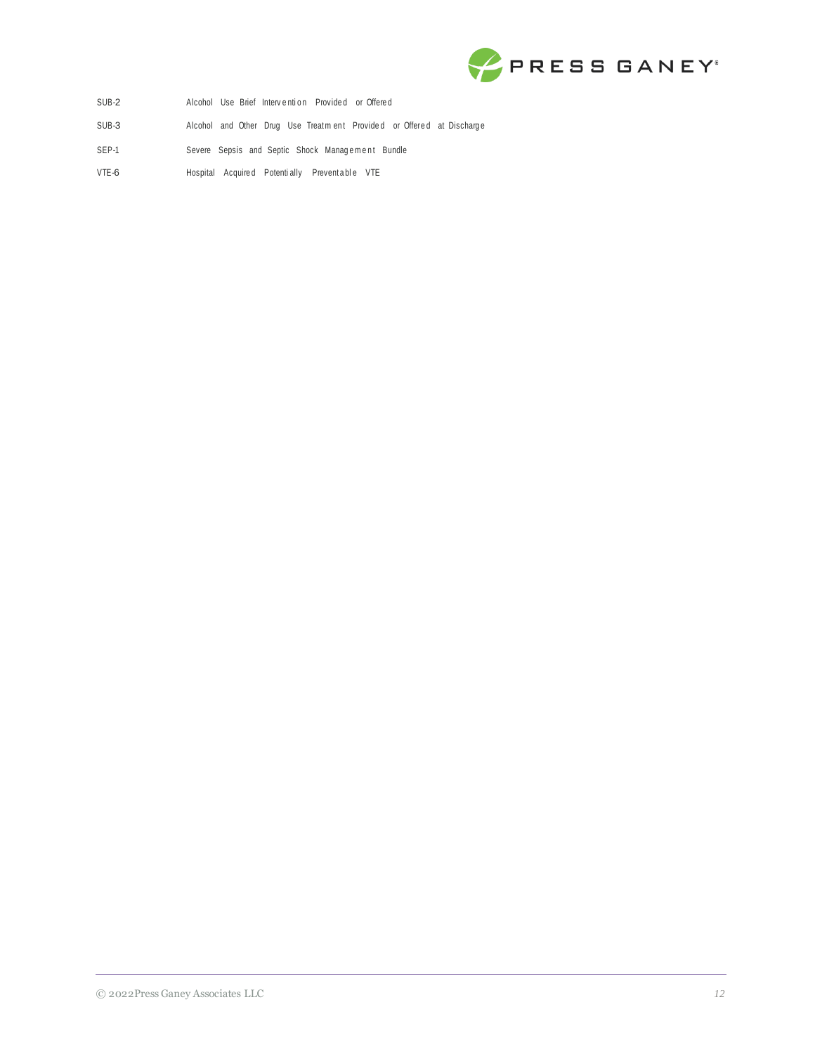| | |
|---|---|
| SUB-2 | Alcohol Use Brief Intervention Provided or Offered |
| SUB-3 | Alcohol and Other Drug Use Treatment Provided or Offered at Discharge |
| SEP-1 | Severe Sepsis and Septic Shock Management Bundle |
| VTE-6 | Hospital Acquired Potentially Preventable VTE |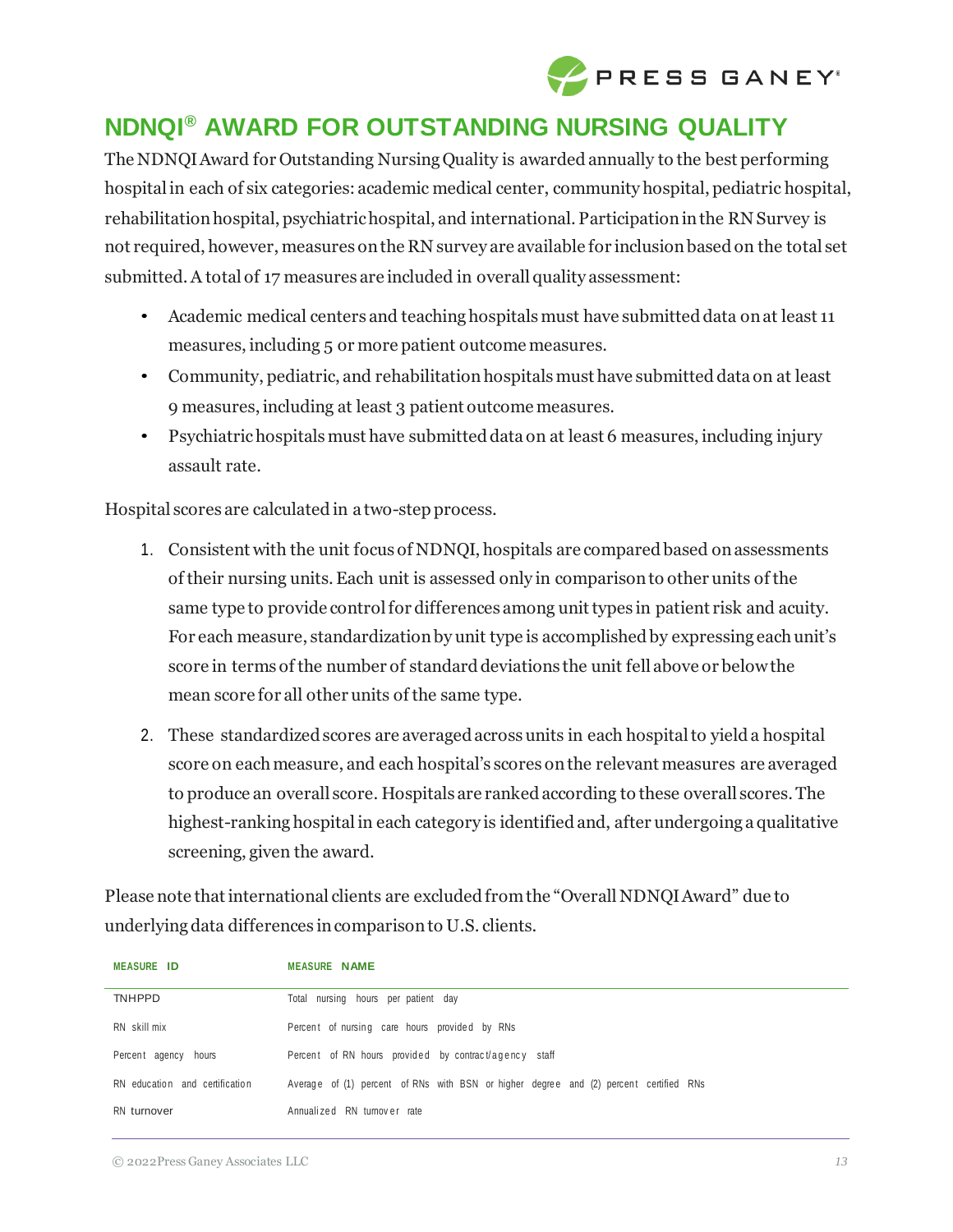## NDNQI® AWARD FOR OUTSTANDING NURSING QUALITY

The NDNQI Award for Outstanding Nursing Quality is awarded annually to the best performing hospital in each of six categories: academic medical center, community hospital, pediatric hospital, rehabilitation hospital, psychiatric hospital, and international. Participation in the RN Survey is not required, however, measures on the RN survey are available for inclusion based on the total set submitted. A total of 17 measures are included in overall quality assessment:

- Academic medical centers and teaching hospitals must have submitted data on at least 11 measures, including 5 or more patient outcome measures.
- Community, pediatric, and rehabilitation hospitals must have submitted data on at least 9 measures, including at least 3 patient outcome measures.
- Psychiatric hospitals must have submitted data on at least 6 measures, including injury assault rate.

Hospital scores are calculated in a two-step process.

1. Consistent with the unit focus of NDNQI, hospitals are compared based on assessments of their nursing units. Each unit is assessed only in comparison to other units of the same type to provide control for differences among unit types in patient risk and acuity. For each measure, standardization by unit type is accomplished by expressing each unit's score in terms of the number of standard deviations the unit fell above or below the mean score for all other units of the same type.
2. These standardized scores are averaged across units in each hospital to yield a hospital score on each measure, and each hospital's scores on the relevant measures are averaged to produce an overall score. Hospitals are ranked according to these overall scores. The highest-ranking hospital in each category is identified and, after undergoing a qualitative screening, given the award.

Please note that international clients are excluded from the "Overall NDNQI Award" due to underlying data differences in comparison to U.S. clients.

| MEASURE ID | MEASURE NAME |
|---|---|
| TNHPPD | Total nursing hours per patient day |
| RN skill mix | Percent of nursing care hours provided by RNs |
| Percent agency hours | Percent of RN hours provided by contract/agency staff |
| RN education and certification | Average of (1) percent of RNs with BSN or higher degree and (2) percent certified RNs |
| RN turnover | Annualized RN turnover rate |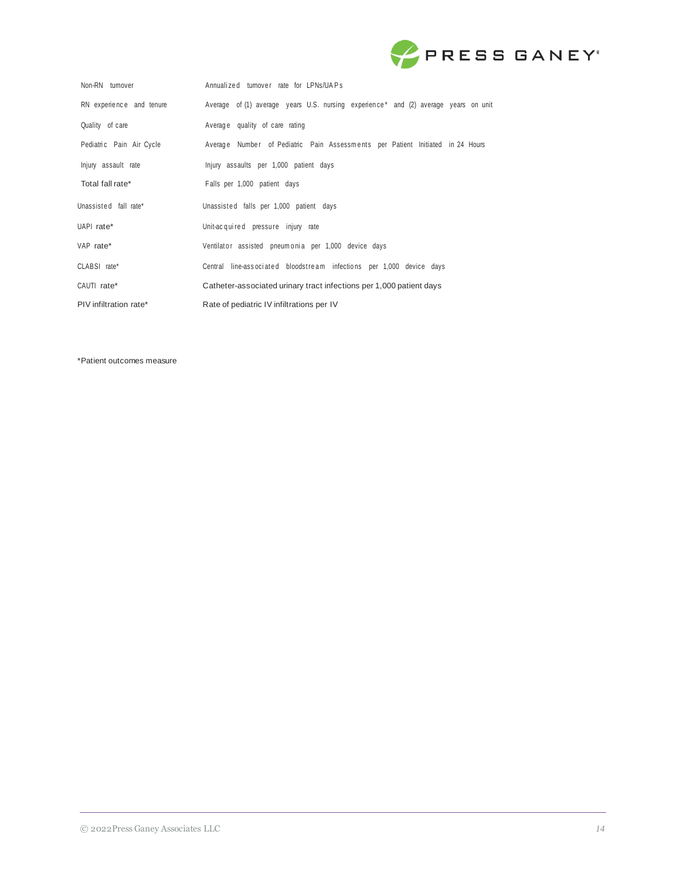| | |
|---|---|
| Non-RN turnover | Annualized turnover rate for LPNs/UAPs |
| RN experience and tenure | Average of (1) average years U.S. nursing experience* and (2) average years on unit |
| Quality of care | Average quality of care rating |
| Pediatric Pain Air Cycle | Average Number of Pediatric Pain Assessments per Patient Initiated in 24 Hours |
| Injury assault rate | Injury assaults per 1,000 patient days |
| Total fall rate* | Falls per 1,000 patient days |
| Unassisted fall rate* | Unassisted falls per 1,000 patient days |
| UAPI rate* | Unit-acquired pressure injury rate |
| VAP rate* | Ventilator assisted pneumonia per 1,000 device days |
| CLABSI rate* | Central line-associated bloodstream infections per 1,000 device days |
| CAUTI rate* | Catheter-associated urinary tract infections per 1,000 patient days |
| PIV infiltration rate* | Rate of pediatric IV infiltrations per IV |

*Patient outcomes measure

© 2022Press Ganey Associates LLC